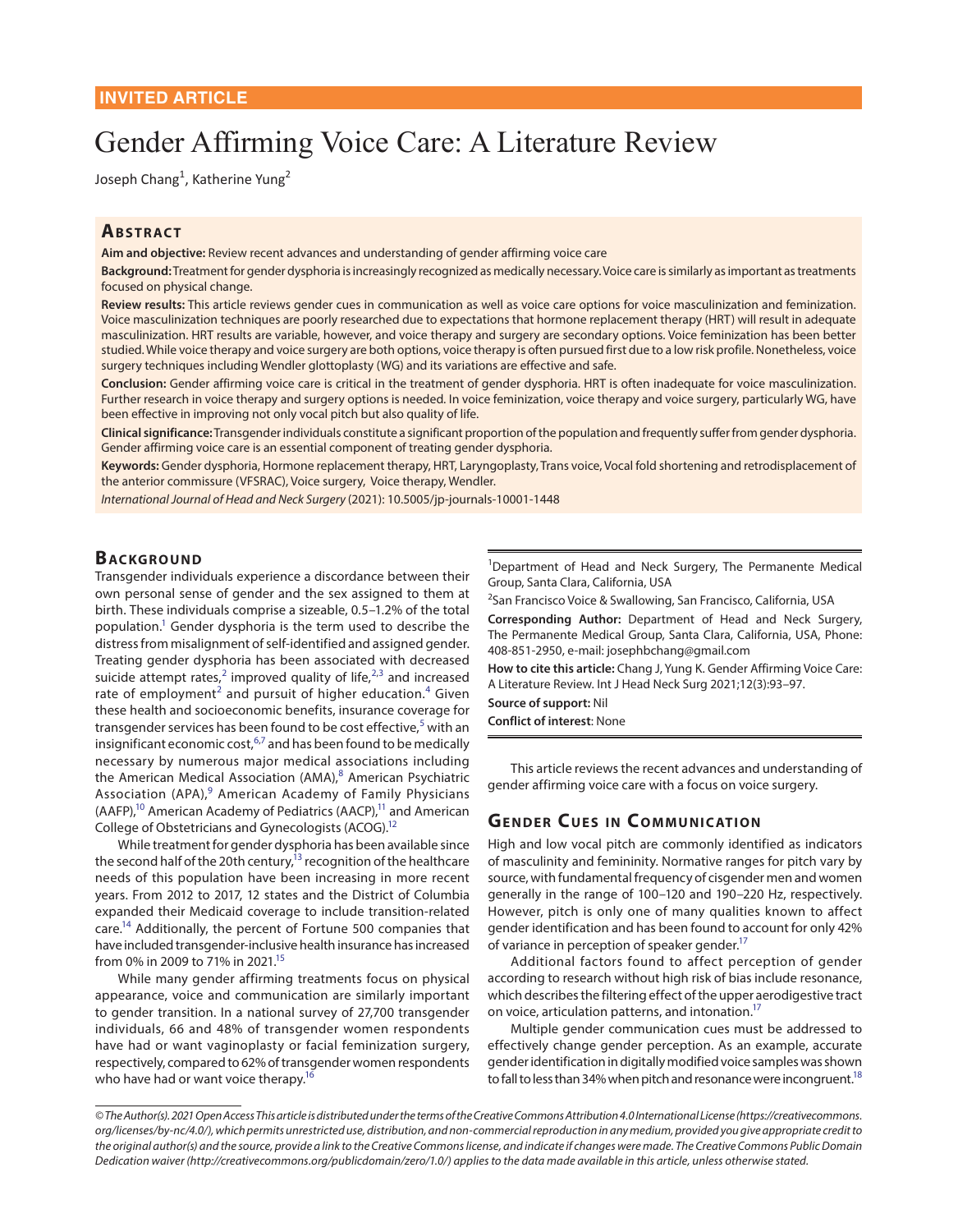INVITED ARTICLE

# Gender Affirming Voice Care: A Literature Review

Joseph Chang[1], Katherine Yung[2]

## Abstract

**Aim and objective:** Review recent advances and understanding of gender affirming voice care

**Background:** Treatment for gender dysphoria is increasingly recognized as medically necessary. Voice care is similarly as important as treatments focused on physical change.

**Review results:** This article reviews gender cues in communication as well as voice care options for voice masculinization and feminization. Voice masculinization techniques are poorly researched due to expectations that hormone replacement therapy (HRT) will result in adequate masculinization. HRT results are variable, however, and voice therapy and surgery are secondary options. Voice feminization has been better studied. While voice therapy and voice surgery are both options, voice therapy is often pursued first due to a low risk profile. Nonetheless, voice surgery techniques including Wendler glottoplasty (WG) and its variations are effective and safe.

**Conclusion:** Gender affirming voice care is critical in the treatment of gender dysphoria. HRT is often inadequate for voice masculinization. Further research in voice therapy and surgery options is needed. In voice feminization, voice therapy and voice surgery, particularly WG, have been effective in improving not only vocal pitch but also quality of life.

**Clinical significance:** Transgender individuals constitute a significant proportion of the population and frequently suffer from gender dysphoria. Gender affirming voice care is an essential component of treating gender dysphoria.

**Keywords:** Gender dysphoria, Hormone replacement therapy, HRT, Laryngoplasty, Trans voice, Vocal fold shortening and retrodisplacement of the anterior commissure (VFSRAC), Voice surgery, Voice therapy, Wendler.

*International Journal of Head and Neck Surgery* (2021): 10.5005/jp-journals-10001-1448

## Background

Transgender individuals experience a discordance between their own personal sense of gender and the sex assigned to them at birth. These individuals comprise a sizeable, 0.5–1.2% of the total population.[1] Gender dysphoria is the term used to describe the distress from misalignment of self-identified and assigned gender. Treating gender dysphoria has been associated with decreased suicide attempt rates,[2] improved quality of life,[2,3] and increased rate of employment[2] and pursuit of higher education.[4] Given these health and socioeconomic benefits, insurance coverage for transgender services has been found to be cost effective,[5] with an insignificant economic cost,[6,7] and has been found to be medically necessary by numerous major medical associations including the American Medical Association (AMA),[8] American Psychiatric Association (APA),[9] American Academy of Family Physicians (AAFP),[10] American Academy of Pediatrics (AACP),[11] and American College of Obstetricians and Gynecologists (ACOG).[12]

While treatment for gender dysphoria has been available since the second half of the 20th century,[13] recognition of the healthcare needs of this population have been increasing in more recent years. From 2012 to 2017, 12 states and the District of Columbia expanded their Medicaid coverage to include transition-related care.[14] Additionally, the percent of Fortune 500 companies that have included transgender-inclusive health insurance has increased from 0% in 2009 to 71% in 2021.[15]

While many gender affirming treatments focus on physical appearance, voice and communication are similarly important to gender transition. In a national survey of 27,700 transgender individuals, 66 and 48% of transgender women respondents have had or want vaginoplasty or facial feminization surgery, respectively, compared to 62% of transgender women respondents who have had or want voice therapy.[16]

[1]Department of Head and Neck Surgery, The Permanente Medical Group, Santa Clara, California, USA

[2]San Francisco Voice & Swallowing, San Francisco, California, USA

**Corresponding Author:** Department of Head and Neck Surgery, The Permanente Medical Group, Santa Clara, California, USA, Phone: 408-851-2950, e-mail: josephbchang@gmail.com

**How to cite this article:** Chang J, Yung K. Gender Affirming Voice Care: A Literature Review. Int J Head Neck Surg 2021;12(3):93–97.

**Source of support:** Nil

**Conflict of interest**: None

This article reviews the recent advances and understanding of gender affirming voice care with a focus on voice surgery.

## Gender Cues in Communication

High and low vocal pitch are commonly identified as indicators of masculinity and femininity. Normative ranges for pitch vary by source, with fundamental frequency of cisgender men and women generally in the range of 100–120 and 190–220 Hz, respectively. However, pitch is only one of many qualities known to affect gender identification and has been found to account for only 42% of variance in perception of speaker gender.[17]

Additional factors found to affect perception of gender according to research without high risk of bias include resonance, which describes the filtering effect of the upper aerodigestive tract on voice, articulation patterns, and intonation.[17]

Multiple gender communication cues must be addressed to effectively change gender perception. As an example, accurate gender identification in digitally modified voice samples was shown to fall to less than 34% when pitch and resonance were incongruent.[18]

*© The Author(s). 2021 Open Access This article is distributed under the terms of the Creative Commons Attribution 4.0 International License (https://creativecommons.org/licenses/by-nc/4.0/), which permits unrestricted use, distribution, and non-commercial reproduction in any medium, provided you give appropriate credit to the original author(s) and the source, provide a link to the Creative Commons license, and indicate if changes were made. The Creative Commons Public Domain Dedication waiver (http://creativecommons.org/publicdomain/zero/1.0/) applies to the data made available in this article, unless otherwise stated.*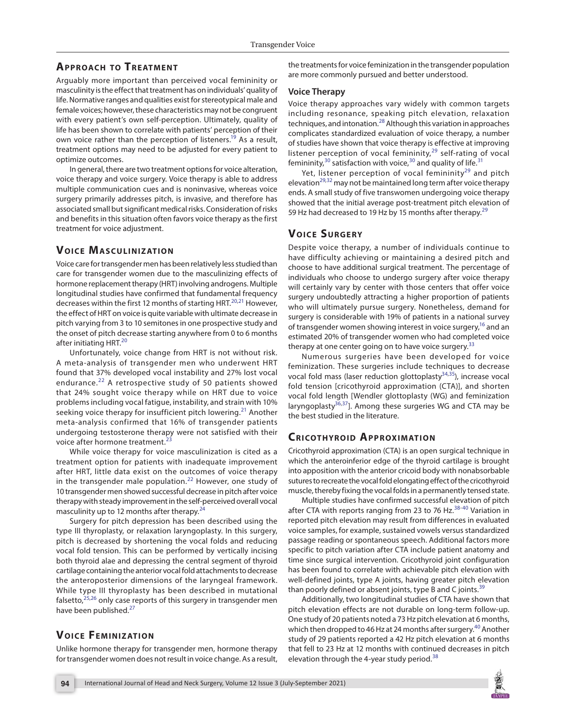## Approach to Treatment

Arguably more important than perceived vocal femininity or masculinity is the effect that treatment has on individuals' quality of life. Normative ranges and qualities exist for stereotypical male and female voices; however, these characteristics may not be congruent with every patient's own self-perception. Ultimately, quality of life has been shown to correlate with patients' perception of their own voice rather than the perception of listeners.[19] As a result, treatment options may need to be adjusted for every patient to optimize outcomes.

In general, there are two treatment options for voice alteration, voice therapy and voice surgery. Voice therapy is able to address multiple communication cues and is noninvasive, whereas voice surgery primarily addresses pitch, is invasive, and therefore has associated small but significant medical risks. Consideration of risks and benefits in this situation often favors voice therapy as the first treatment for voice adjustment.

## Voice Masculinization

Voice care for transgender men has been relatively less studied than care for transgender women due to the masculinizing effects of hormone replacement therapy (HRT) involving androgens. Multiple longitudinal studies have confirmed that fundamental frequency decreases within the first 12 months of starting HRT.[20,21] However, the effect of HRT on voice is quite variable with ultimate decrease in pitch varying from 3 to 10 semitones in one prospective study and the onset of pitch decrease starting anywhere from 0 to 6 months after initiating HRT.[20]

Unfortunately, voice change from HRT is not without risk. A meta-analysis of transgender men who underwent HRT found that 37% developed vocal instability and 27% lost vocal endurance.[22] A retrospective study of 50 patients showed that 24% sought voice therapy while on HRT due to voice problems including vocal fatigue, instability, and strain with 10% seeking voice therapy for insufficient pitch lowering.[21] Another meta-analysis confirmed that 16% of transgender patients undergoing testosterone therapy were not satisfied with their voice after hormone treatment.[23]

While voice therapy for voice masculinization is cited as a treatment option for patients with inadequate improvement after HRT, little data exist on the outcomes of voice therapy in the transgender male population.[22] However, one study of 10 transgender men showed successful decrease in pitch after voice therapy with steady improvement in the self-perceived overall vocal masculinity up to 12 months after therapy.[24]

Surgery for pitch depression has been described using the type III thyroplasty, or relaxation laryngoplasty. In this surgery, pitch is decreased by shortening the vocal folds and reducing vocal fold tension. This can be performed by vertically incising both thyroid alae and depressing the central segment of thyroid cartilage containing the anterior vocal fold attachments to decrease the anteroposterior dimensions of the laryngeal framework. While type III thyroplasty has been described in mutational falsetto,[25,26] only case reports of this surgery in transgender men have been published.[27]

## Voice Feminization

Unlike hormone therapy for transgender men, hormone therapy for transgender women does not result in voice change. As a result, the treatments for voice feminization in the transgender population are more commonly pursued and better understood.

### Voice Therapy

Voice therapy approaches vary widely with common targets including resonance, speaking pitch elevation, relaxation techniques, and intonation.[28] Although this variation in approaches complicates standardized evaluation of voice therapy, a number of studies have shown that voice therapy is effective at improving listener perception of vocal femininity,[29] self-rating of vocal femininity,[30] satisfaction with voice,[30] and quality of life.[31]

Yet, listener perception of vocal femininity[29] and pitch elevation[29,32] may not be maintained long term after voice therapy ends. A small study of five transwomen undergoing voice therapy showed that the initial average post-treatment pitch elevation of 59 Hz had decreased to 19 Hz by 15 months after therapy.[29]

## Voice Surgery

Despite voice therapy, a number of individuals continue to have difficulty achieving or maintaining a desired pitch and choose to have additional surgical treatment. The percentage of individuals who choose to undergo surgery after voice therapy will certainly vary by center with those centers that offer voice surgery undoubtedly attracting a higher proportion of patients who will ultimately pursue surgery. Nonetheless, demand for surgery is considerable with 19% of patients in a national survey of transgender women showing interest in voice surgery,[16] and an estimated 20% of transgender women who had completed voice therapy at one center going on to have voice surgery.[33]

Numerous surgeries have been developed for voice feminization. These surgeries include techniques to decrease vocal fold mass (laser reduction glottoplasty[34,35]), increase vocal fold tension [cricothyroid approximation (CTA)], and shorten vocal fold length [Wendler glottoplasty (WG) and feminization laryngoplasty[36,37]]. Among these surgeries WG and CTA may be the best studied in the literature.

## Cricothyroid Approximation

Cricothyroid approximation (CTA) is an open surgical technique in which the anteroinferior edge of the thyroid cartilage is brought into apposition with the anterior cricoid body with nonabsorbable sutures to recreate the vocal fold elongating effect of the cricothyroid muscle, thereby fixing the vocal folds in a permanently tensed state.

Multiple studies have confirmed successful elevation of pitch after CTA with reports ranging from 23 to 76 Hz.[38-40] Variation in reported pitch elevation may result from differences in evaluated voice samples, for example, sustained vowels versus standardized passage reading or spontaneous speech. Additional factors more specific to pitch variation after CTA include patient anatomy and time since surgical intervention. Cricothyroid joint configuration has been found to correlate with achievable pitch elevation with well-defined joints, type A joints, having greater pitch elevation than poorly defined or absent joints, type B and C joints.[39]

Additionally, two longitudinal studies of CTA have shown that pitch elevation effects are not durable on long-term follow-up. One study of 20 patients noted a 73 Hz pitch elevation at 6 months, which then dropped to 46 Hz at 24 months after surgery.[40] Another study of 29 patients reported a 42 Hz pitch elevation at 6 months that fell to 23 Hz at 12 months with continued decreases in pitch elevation through the 4-year study period.[38]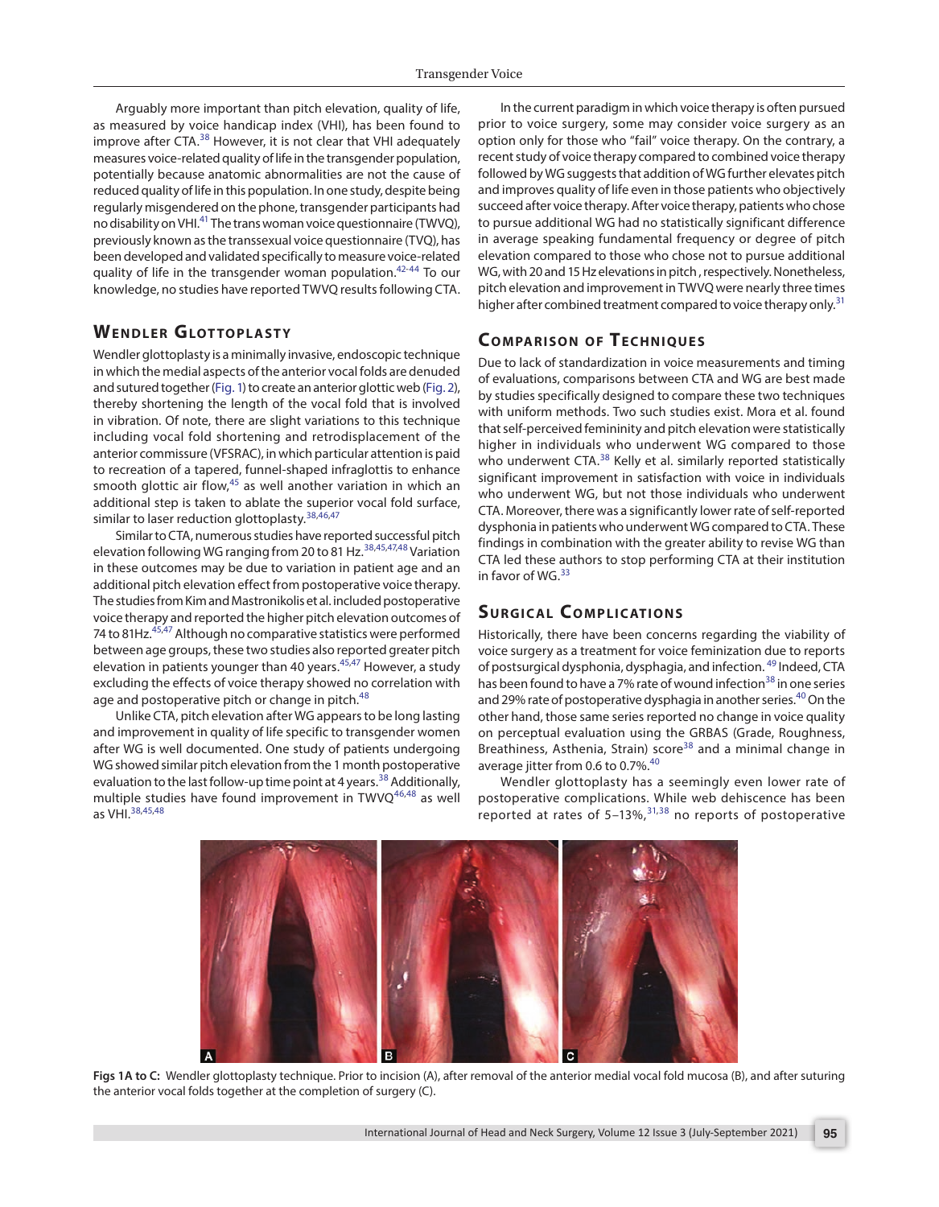Arguably more important than pitch elevation, quality of life, as measured by voice handicap index (VHI), has been found to improve after CTA.[38] However, it is not clear that VHI adequately measures voice-related quality of life in the transgender population, potentially because anatomic abnormalities are not the cause of reduced quality of life in this population. In one study, despite being regularly misgendered on the phone, transgender participants had no disability on VHI.[41] The trans woman voice questionnaire (TWVQ), previously known as the transsexual voice questionnaire (TVQ), has been developed and validated specifically to measure voice-related quality of life in the transgender woman population.[42-44] To our knowledge, no studies have reported TWVQ results following CTA.

## Wendler Glottoplasty

Wendler glottoplasty is a minimally invasive, endoscopic technique in which the medial aspects of the anterior vocal folds are denuded and sutured together (Fig. 1) to create an anterior glottic web (Fig. 2), thereby shortening the length of the vocal fold that is involved in vibration. Of note, there are slight variations to this technique including vocal fold shortening and retrodisplacement of the anterior commissure (VFSRAC), in which particular attention is paid to recreation of a tapered, funnel-shaped infraglottis to enhance smooth glottic air flow,[45] as well another variation in which an additional step is taken to ablate the superior vocal fold surface, similar to laser reduction glottoplasty.[38,46,47]

Similar to CTA, numerous studies have reported successful pitch elevation following WG ranging from 20 to 81 Hz.[38,45,47,48] Variation in these outcomes may be due to variation in patient age and an additional pitch elevation effect from postoperative voice therapy. The studies from Kim and Mastronikolis et al. included postoperative voice therapy and reported the higher pitch elevation outcomes of 74 to 81Hz.[45,47] Although no comparative statistics were performed between age groups, these two studies also reported greater pitch elevation in patients younger than 40 years.[45,47] However, a study excluding the effects of voice therapy showed no correlation with age and postoperative pitch or change in pitch.[48]

Unlike CTA, pitch elevation after WG appears to be long lasting and improvement in quality of life specific to transgender women after WG is well documented. One study of patients undergoing WG showed similar pitch elevation from the 1 month postoperative evaluation to the last follow-up time point at 4 years.[38] Additionally, multiple studies have found improvement in TWVQ[46,48] as well as VHI.[38,45,48]

In the current paradigm in which voice therapy is often pursued prior to voice surgery, some may consider voice surgery as an option only for those who "fail" voice therapy. On the contrary, a recent study of voice therapy compared to combined voice therapy followed by WG suggests that addition of WG further elevates pitch and improves quality of life even in those patients who objectively succeed after voice therapy. After voice therapy, patients who chose to pursue additional WG had no statistically significant difference in average speaking fundamental frequency or degree of pitch elevation compared to those who chose not to pursue additional WG, with 20 and 15 Hz elevations in pitch, respectively. Nonetheless, pitch elevation and improvement in TWVQ were nearly three times higher after combined treatment compared to voice therapy only.[31]

## Comparison of Techniques

Due to lack of standardization in voice measurements and timing of evaluations, comparisons between CTA and WG are best made by studies specifically designed to compare these two techniques with uniform methods. Two such studies exist. Mora et al. found that self-perceived femininity and pitch elevation were statistically higher in individuals who underwent WG compared to those who underwent CTA.[38] Kelly et al. similarly reported statistically significant improvement in satisfaction with voice in individuals who underwent WG, but not those individuals who underwent CTA. Moreover, there was a significantly lower rate of self-reported dysphonia in patients who underwent WG compared to CTA. These findings in combination with the greater ability to revise WG than CTA led these authors to stop performing CTA at their institution in favor of WG.[33]

## Surgical Complications

Historically, there have been concerns regarding the viability of voice surgery as a treatment for voice feminization due to reports of postsurgical dysphonia, dysphagia, and infection.[49] Indeed, CTA has been found to have a 7% rate of wound infection[38] in one series and 29% rate of postoperative dysphagia in another series.[40] On the other hand, those same series reported no change in voice quality on perceptual evaluation using the GRBAS (Grade, Roughness, Breathiness, Asthenia, Strain) score[38] and a minimal change in average jitter from 0.6 to 0.7%.[40]

Wendler glottoplasty has a seemingly even lower rate of postoperative complications. While web dehiscence has been reported at rates of 5–13%,[31,38] no reports of postoperative

**Figs 1A to C:** Wendler glottoplasty technique. Prior to incision (A), after removal of the anterior medial vocal fold mucosa (B), and after suturing the anterior vocal folds together at the completion of surgery (C).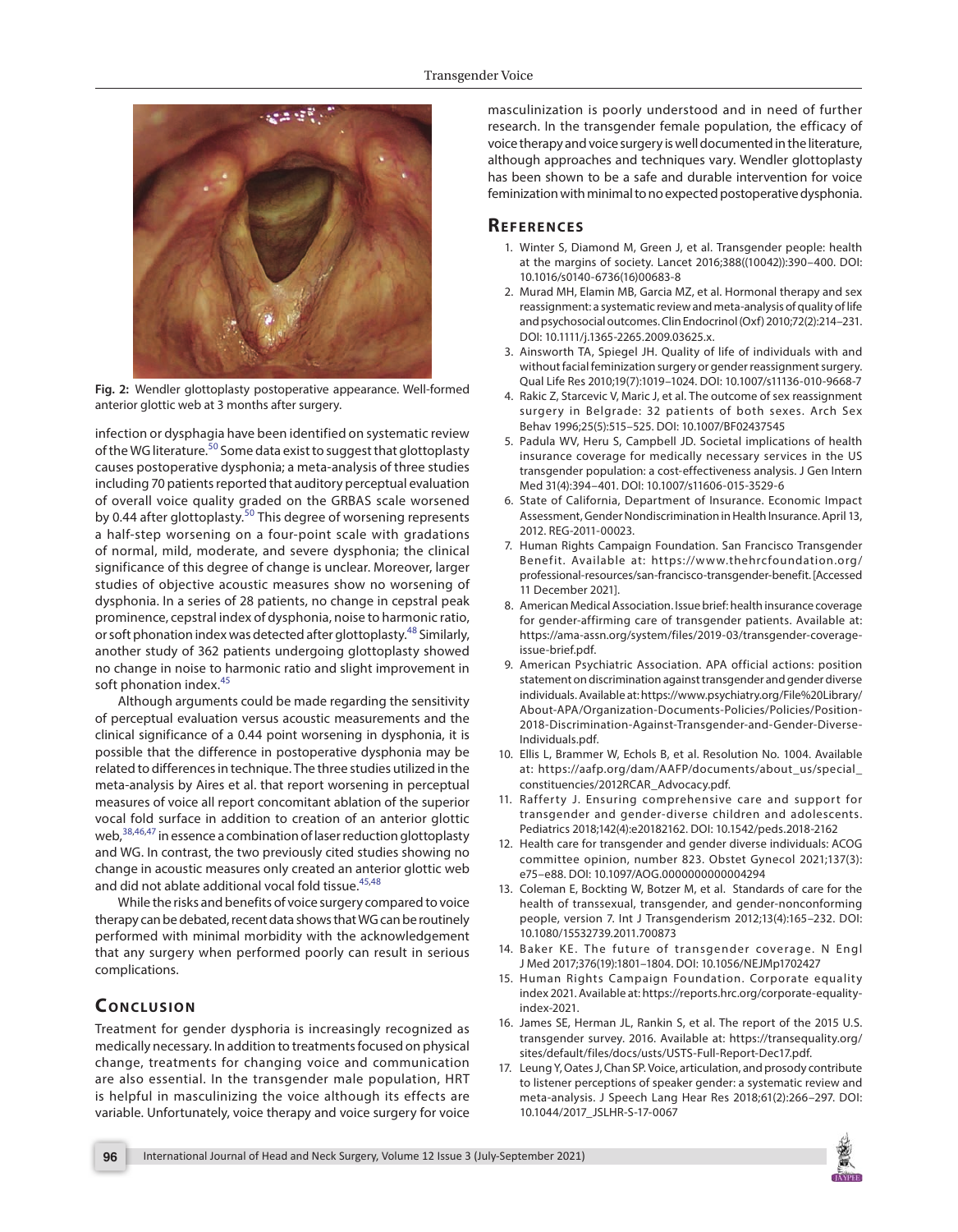Fig. 2: Wendler glottoplasty postoperative appearance. Well-formed anterior glottic web at 3 months after surgery.

infection or dysphagia have been identified on systematic review of the WG literature.[50] Some data exist to suggest that glottoplasty causes postoperative dysphonia; a meta-analysis of three studies including 70 patients reported that auditory perceptual evaluation of overall voice quality graded on the GRBAS scale worsened by 0.44 after glottoplasty.[50] This degree of worsening represents a half-step worsening on a four-point scale with gradations of normal, mild, moderate, and severe dysphonia; the clinical significance of this degree of change is unclear. Moreover, larger studies of objective acoustic measures show no worsening of dysphonia. In a series of 28 patients, no change in cepstral peak prominence, cepstral index of dysphonia, noise to harmonic ratio, or soft phonation index was detected after glottoplasty.[48] Similarly, another study of 362 patients undergoing glottoplasty showed no change in noise to harmonic ratio and slight improvement in soft phonation index.[45]

Although arguments could be made regarding the sensitivity of perceptual evaluation versus acoustic measurements and the clinical significance of a 0.44 point worsening in dysphonia, it is possible that the difference in postoperative dysphonia may be related to differences in technique. The three studies utilized in the meta-analysis by Aires et al. that report worsening in perceptual measures of voice all report concomitant ablation of the superior vocal fold surface in addition to creation of an anterior glottic web,[38,46,47] in essence a combination of laser reduction glottoplasty and WG. In contrast, the two previously cited studies showing no change in acoustic measures only created an anterior glottic web and did not ablate additional vocal fold tissue.[45,48]

While the risks and benefits of voice surgery compared to voice therapy can be debated, recent data shows that WG can be routinely performed with minimal morbidity with the acknowledgement that any surgery when performed poorly can result in serious complications.

## Conclusion

Treatment for gender dysphoria is increasingly recognized as medically necessary. In addition to treatments focused on physical change, treatments for changing voice and communication are also essential. In the transgender male population, HRT is helpful in masculinizing the voice although its effects are variable. Unfortunately, voice therapy and voice surgery for voice masculinization is poorly understood and in need of further research. In the transgender female population, the efficacy of voice therapy and voice surgery is well documented in the literature, although approaches and techniques vary. Wendler glottoplasty has been shown to be a safe and durable intervention for voice feminization with minimal to no expected postoperative dysphonia.

## References

1. Winter S, Diamond M, Green J, et al. Transgender people: health at the margins of society. Lancet 2016;388((10042)):390–400. DOI: 10.1016/s0140-6736(16)00683-8
2. Murad MH, Elamin MB, Garcia MZ, et al. Hormonal therapy and sex reassignment: a systematic review and meta-analysis of quality of life and psychosocial outcomes. Clin Endocrinol (Oxf) 2010;72(2):214–231. DOI: 10.1111/j.1365-2265.2009.03625.x.
3. Ainsworth TA, Spiegel JH. Quality of life of individuals with and without facial feminization surgery or gender reassignment surgery. Qual Life Res 2010;19(7):1019–1024. DOI: 10.1007/s11136-010-9668-7
4. Rakic Z, Starcevic V, Maric J, et al. The outcome of sex reassignment surgery in Belgrade: 32 patients of both sexes. Arch Sex Behav 1996;25(5):515–525. DOI: 10.1007/BF02437545
5. Padula WV, Heru S, Campbell JD. Societal implications of health insurance coverage for medically necessary services in the US transgender population: a cost-effectiveness analysis. J Gen Intern Med 31(4):394–401. DOI: 10.1007/s11606-015-3529-6
6. State of California, Department of Insurance. Economic Impact Assessment, Gender Nondiscrimination in Health Insurance. April 13, 2012. REG-2011-00023.
7. Human Rights Campaign Foundation. San Francisco Transgender Benefit. Available at: https://www.thehrcfoundation.org/professional-resources/san-francisco-transgender-benefit. [Accessed 11 December 2021].
8. American Medical Association. Issue brief: health insurance coverage for gender-affirming care of transgender patients. Available at: https://ama-assn.org/system/files/2019-03/transgender-coverage-issue-brief.pdf.
9. American Psychiatric Association. APA official actions: position statement on discrimination against transgender and gender diverse individuals. Available at: https://www.psychiatry.org/File%20Library/About-APA/Organization-Documents-Policies/Policies/Position-2018-Discrimination-Against-Transgender-and-Gender-Diverse-Individuals.pdf.
10. Ellis L, Brammer W, Echols B, et al. Resolution No. 1004. Available at: https://aafp.org/dam/AAFP/documents/about_us/special_constituencies/2012RCAR_Advocacy.pdf.
11. Rafferty J. Ensuring comprehensive care and support for transgender and gender-diverse children and adolescents. Pediatrics 2018;142(4):e20182162. DOI: 10.1542/peds.2018-2162
12. Health care for transgender and gender diverse individuals: ACOG committee opinion, number 823. Obstet Gynecol 2021;137(3):e75–e88. DOI: 10.1097/AOG.0000000000004294
13. Coleman E, Bockting W, Botzer M, et al. Standards of care for the health of transsexual, transgender, and gender-nonconforming people, version 7. Int J Transgenderism 2012;13(4):165–232. DOI: 10.1080/15532739.2011.700873
14. Baker KE. The future of transgender coverage. N Engl J Med 2017;376(19):1801–1804. DOI: 10.1056/NEJMp1702427
15. Human Rights Campaign Foundation. Corporate equality index 2021. Available at: https://reports.hrc.org/corporate-equality-index-2021.
16. James SE, Herman JL, Rankin S, et al. The report of the 2015 U.S. transgender survey. 2016. Available at: https://transequality.org/sites/default/files/docs/usts/USTS-Full-Report-Dec17.pdf.
17. Leung Y, Oates J, Chan SP. Voice, articulation, and prosody contribute to listener perceptions of speaker gender: a systematic review and meta-analysis. J Speech Lang Hear Res 2018;61(2):266–297. DOI: 10.1044/2017_JSLHR-S-17-0067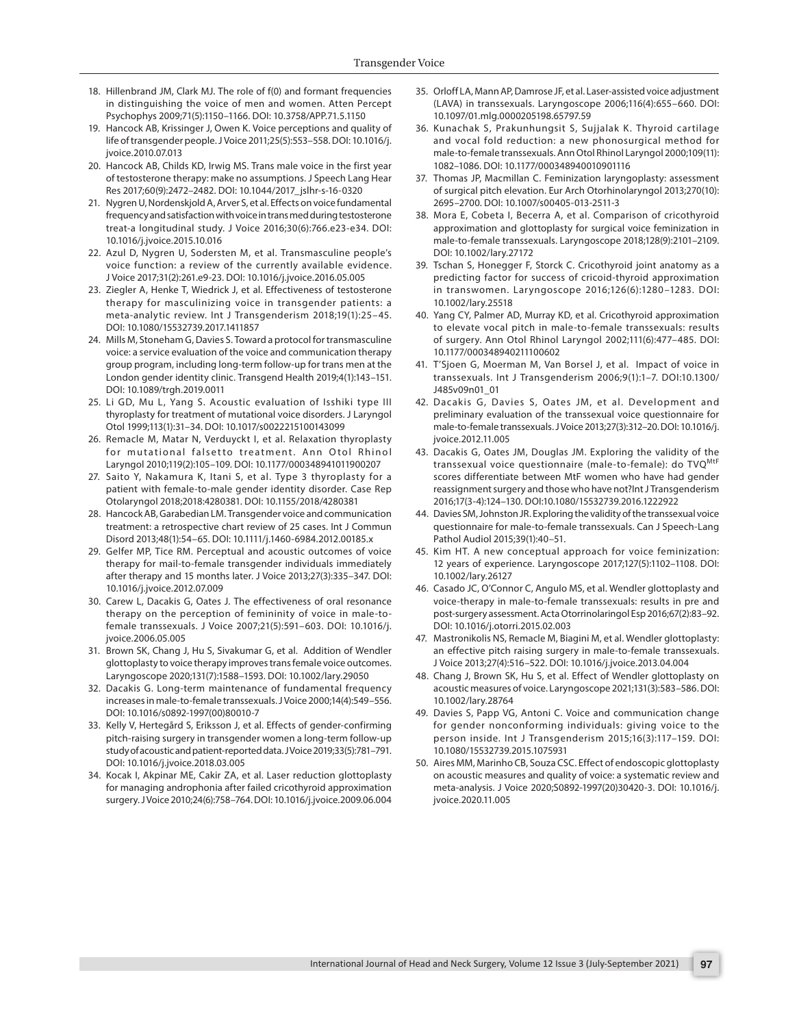18. Hillenbrand JM, Clark MJ. The role of f(0) and formant frequencies in distinguishing the voice of men and women. Atten Percept Psychophys 2009;71(5):1150–1166. DOI: 10.3758/APP.71.5.1150
19. Hancock AB, Krissinger J, Owen K. Voice perceptions and quality of life of transgender people. J Voice 2011;25(5):553–558. DOI: 10.1016/j.jvoice.2010.07.013
20. Hancock AB, Childs KD, Irwig MS. Trans male voice in the first year of testosterone therapy: make no assumptions. J Speech Lang Hear Res 2017;60(9):2472–2482. DOI: 10.1044/2017_jslhr-s-16-0320
21. Nygren U, Nordenskjold A, Arver S, et al. Effects on voice fundamental frequency and satisfaction with voice in trans med during testosterone treat-a longitudinal study. J Voice 2016;30(6):766.e23-e34. DOI: 10.1016/j.jvoice.2015.10.016
22. Azul D, Nygren U, Sodersten M, et al. Transmasculine people's voice function: a review of the currently available evidence. J Voice 2017;31(2):261.e9-23. DOI: 10.1016/j.jvoice.2016.05.005
23. Ziegler A, Henke T, Wiedrick J, et al. Effectiveness of testosterone therapy for masculinizing voice in transgender patients: a meta-analytic review. Int J Transgenderism 2018;19(1):25–45. DOI: 10.1080/15532739.2017.1411857
24. Mills M, Stoneham G, Davies S. Toward a protocol for transmasculine voice: a service evaluation of the voice and communication therapy group program, including long-term follow-up for trans men at the London gender identity clinic. Transgend Health 2019;4(1):143–151. DOI: 10.1089/trgh.2019.0011
25. Li GD, Mu L, Yang S. Acoustic evaluation of Isshiki type III thyroplasty for treatment of mutational voice disorders. J Laryngol Otol 1999;113(1):31–34. DOI: 10.1017/s0022215100143099
26. Remacle M, Matar N, Verduyckt I, et al. Relaxation thyroplasty for mutational falsetto treatment. Ann Otol Rhinol Laryngol 2010;119(2):105–109. DOI: 10.1177/000348941011900207
27. Saito Y, Nakamura K, Itani S, et al. Type 3 thyroplasty for a patient with female-to-male gender identity disorder. Case Rep Otolaryngol 2018;2018:4280381. DOI: 10.1155/2018/4280381
28. Hancock AB, Garabedian LM. Transgender voice and communication treatment: a retrospective chart review of 25 cases. Int J Commun Disord 2013;48(1):54–65. DOI: 10.1111/j.1460-6984.2012.00185.x
29. Gelfer MP, Tice RM. Perceptual and acoustic outcomes of voice therapy for mail-to-female transgender individuals immediately after therapy and 15 months later. J Voice 2013;27(3):335–347. DOI: 10.1016/j.jvoice.2012.07.009
30. Carew L, Dacakis G, Oates J. The effectiveness of oral resonance therapy on the perception of femininity of voice in male-to-female transsexuals. J Voice 2007;21(5):591–603. DOI: 10.1016/j.jvoice.2006.05.005
31. Brown SK, Chang J, Hu S, Sivakumar G, et al. Addition of Wendler glottoplasty to voice therapy improves trans female voice outcomes. Laryngoscope 2020;131(7):1588–1593. DOI: 10.1002/lary.29050
32. Dacakis G. Long-term maintenance of fundamental frequency increases in male-to-female transsexuals. J Voice 2000;14(4):549–556. DOI: 10.1016/s0892-1997(00)80010-7
33. Kelly V, Hertegård S, Eriksson J, et al. Effects of gender-confirming pitch-raising surgery in transgender women a long-term follow-up study of acoustic and patient-reported data. J Voice 2019;33(5):781–791. DOI: 10.1016/j.jvoice.2018.03.005
34. Kocak I, Akpinar ME, Cakir ZA, et al. Laser reduction glottoplasty for managing androphonia after failed cricothyroid approximation surgery. J Voice 2010;24(6):758–764. DOI: 10.1016/j.jvoice.2009.06.004
35. Orloff LA, Mann AP, Damrose JF, et al. Laser-assisted voice adjustment (LAVA) in transsexuals. Laryngoscope 2006;116(4):655–660. DOI: 10.1097/01.mlg.0000205198.65797.59
36. Kunachak S, Prakunhungsit S, Sujjalak K. Thyroid cartilage and vocal fold reduction: a new phonosurgical method for male-to-female transsexuals. Ann Otol Rhinol Laryngol 2000;109(11):1082–1086. DOI: 10.1177/000348940010901116
37. Thomas JP, Macmillan C. Feminization laryngoplasty: assessment of surgical pitch elevation. Eur Arch Otorhinolaryngol 2013;270(10):2695–2700. DOI: 10.1007/s00405-013-2511-3
38. Mora E, Cobeta I, Becerra A, et al. Comparison of cricothyroid approximation and glottoplasty for surgical voice feminization in male-to-female transsexuals. Laryngoscope 2018;128(9):2101–2109. DOI: 10.1002/lary.27172
39. Tschan S, Honegger F, Storck C. Cricothyroid joint anatomy as a predicting factor for success of cricoid-thyroid approximation in transwomen. Laryngoscope 2016;126(6):1280–1283. DOI: 10.1002/lary.25518
40. Yang CY, Palmer AD, Murray KD, et al. Cricothyroid approximation to elevate vocal pitch in male-to-female transsexuals: results of surgery. Ann Otol Rhinol Laryngol 2002;111(6):477–485. DOI: 10.1177/000348940211100602
41. T'Sjoen G, Moerman M, Van Borsel J, et al. Impact of voice in transsexuals. Int J Transgenderism 2006;9(1):1–7. DOI:10.1300/J485v09n01_01
42. Dacakis G, Davies S, Oates JM, et al. Development and preliminary evaluation of the transsexual voice questionnaire for male-to-female transsexuals. J Voice 2013;27(3):312–20. DOI: 10.1016/j.jvoice.2012.11.005
43. Dacakis G, Oates JM, Douglas JM. Exploring the validity of the transsexual voice questionnaire (male-to-female): do TVQ$^{MtF}$ scores differentiate between MtF women who have had gender reassignment surgery and those who have not?Int J Transgenderism 2016;17(3-4):124–130. DOI:10.1080/15532739.2016.1222922
44. Davies SM, Johnston JR. Exploring the validity of the transsexual voice questionnaire for male-to-female transsexuals. Can J Speech-Lang Pathol Audiol 2015;39(1):40–51.
45. Kim HT. A new conceptual approach for voice feminization: 12 years of experience. Laryngoscope 2017;127(5):1102–1108. DOI: 10.1002/lary.26127
46. Casado JC, O'Connor C, Angulo MS, et al. Wendler glottoplasty and voice-therapy in male-to-female transsexuals: results in pre and post-surgery assessment. Acta Otorrinolaringol Esp 2016;67(2):83–92. DOI: 10.1016/j.otorri.2015.02.003
47. Mastronikolis NS, Remacle M, Biagini M, et al. Wendler glottoplasty: an effective pitch raising surgery in male-to-female transsexuals. J Voice 2013;27(4):516–522. DOI: 10.1016/j.jvoice.2013.04.004
48. Chang J, Brown SK, Hu S, et al. Effect of Wendler glottoplasty on acoustic measures of voice. Laryngoscope 2021;131(3):583–586. DOI: 10.1002/lary.28764
49. Davies S, Papp VG, Antoni C. Voice and communication change for gender nonconforming individuals: giving voice to the person inside. Int J Transgenderism 2015;16(3):117–159. DOI: 10.1080/15532739.2015.1075931
50. Aires MM, Marinho CB, Souza CSC. Effect of endoscopic glottoplasty on acoustic measures and quality of voice: a systematic review and meta-analysis. J Voice 2020;S0892-1997(20)30420-3. DOI: 10.1016/j.jvoice.2020.11.005